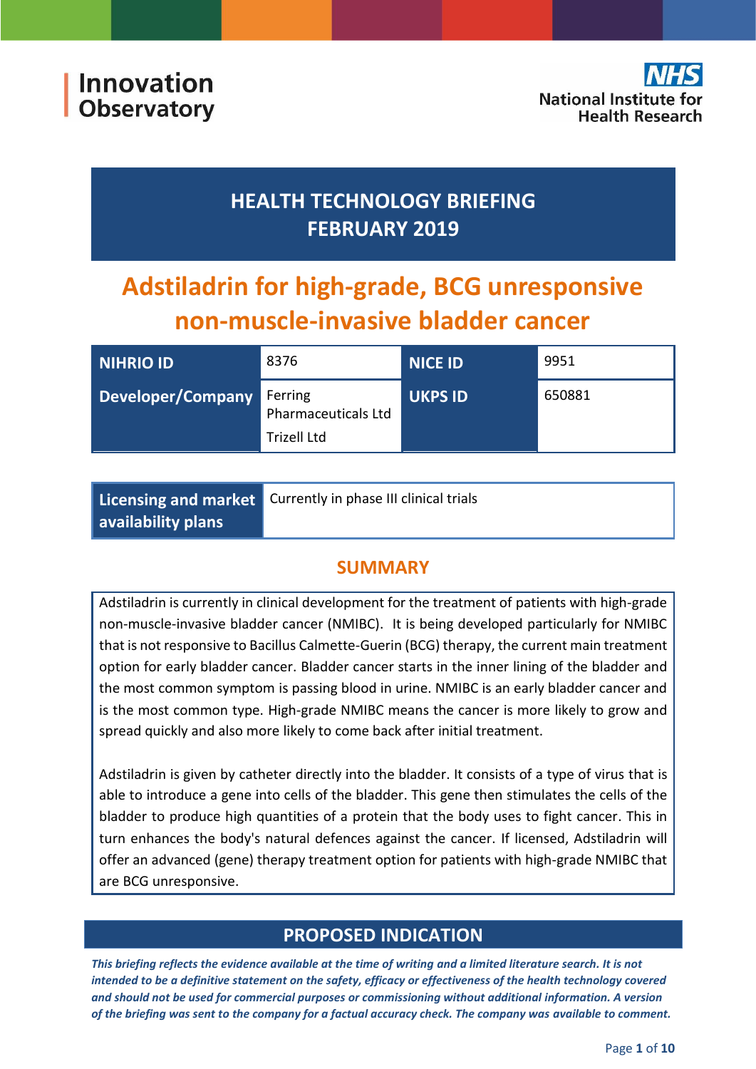Innovation Observatory

NHS National Institute for Health Research

# HEALTH TECHNOLOGY BRIEFING FEBRUARY 2019

# Adstiladrin for high-grade, BCG unresponsive non-muscle-invasive bladder cancer

| NIHRIO ID | 8376 | NICE ID | 9951 |
|---|---|---|---|
| Developer/Company | Ferring Pharmaceuticals Ltd<br>Trizell Ltd | UKPS ID | 650881 |

| Licensing and market availability plans | Currently in phase III clinical trials |
|---|---|

## SUMMARY

Adstiladrin is currently in clinical development for the treatment of patients with high-grade non-muscle-invasive bladder cancer (NMIBC). It is being developed particularly for NMIBC that is not responsive to Bacillus Calmette-Guerin (BCG) therapy, the current main treatment option for early bladder cancer. Bladder cancer starts in the inner lining of the bladder and the most common symptom is passing blood in urine. NMIBC is an early bladder cancer and is the most common type. High-grade NMIBC means the cancer is more likely to grow and spread quickly and also more likely to come back after initial treatment.

Adstiladrin is given by catheter directly into the bladder. It consists of a type of virus that is able to introduce a gene into cells of the bladder. This gene then stimulates the cells of the bladder to produce high quantities of a protein that the body uses to fight cancer. This in turn enhances the body's natural defences against the cancer. If licensed, Adstiladrin will offer an advanced (gene) therapy treatment option for patients with high-grade NMIBC that are BCG unresponsive.

## PROPOSED INDICATION

*This briefing reflects the evidence available at the time of writing and a limited literature search. It is not intended to be a definitive statement on the safety, efficacy or effectiveness of the health technology covered and should not be used for commercial purposes or commissioning without additional information. A version of the briefing was sent to the company for a factual accuracy check. The company was available to comment.*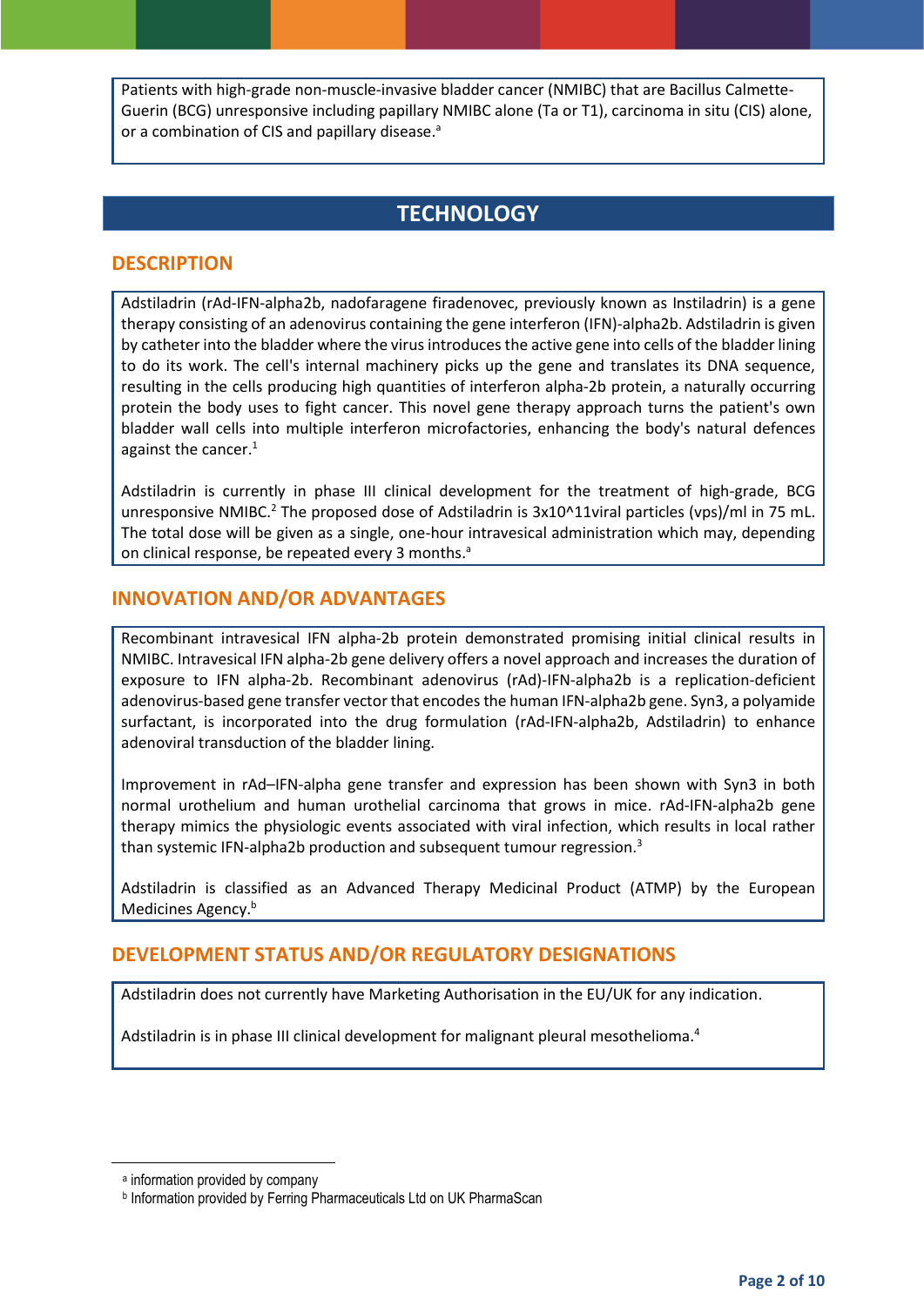Patients with high-grade non-muscle-invasive bladder cancer (NMIBC) that are Bacillus Calmette-Guerin (BCG) unresponsive including papillary NMIBC alone (Ta or T1), carcinoma in situ (CIS) alone, or a combination of CIS and papillary disease.[a]

# TECHNOLOGY

## DESCRIPTION

Adstiladrin (rAd-IFN-alpha2b, nadofaragene firadenovec, previously known as Instiladrin) is a gene therapy consisting of an adenovirus containing the gene interferon (IFN)-alpha2b. Adstiladrin is given by catheter into the bladder where the virus introduces the active gene into cells of the bladder lining to do its work. The cell's internal machinery picks up the gene and translates its DNA sequence, resulting in the cells producing high quantities of interferon alpha-2b protein, a naturally occurring protein the body uses to fight cancer. This novel gene therapy approach turns the patient's own bladder wall cells into multiple interferon microfactories, enhancing the body's natural defences against the cancer.[1]

Adstiladrin is currently in phase III clinical development for the treatment of high-grade, BCG unresponsive NMIBC.[2] The proposed dose of Adstiladrin is 3x10^11viral particles (vps)/ml in 75 mL. The total dose will be given as a single, one-hour intravesical administration which may, depending on clinical response, be repeated every 3 months.[a]

## INNOVATION AND/OR ADVANTAGES

Recombinant intravesical IFN alpha-2b protein demonstrated promising initial clinical results in NMIBC. Intravesical IFN alpha-2b gene delivery offers a novel approach and increases the duration of exposure to IFN alpha-2b. Recombinant adenovirus (rAd)-IFN-alpha2b is a replication-deficient adenovirus-based gene transfer vector that encodes the human IFN-alpha2b gene. Syn3, a polyamide surfactant, is incorporated into the drug formulation (rAd-IFN-alpha2b, Adstiladrin) to enhance adenoviral transduction of the bladder lining.

Improvement in rAd–IFN-alpha gene transfer and expression has been shown with Syn3 in both normal urothelium and human urothelial carcinoma that grows in mice. rAd-IFN-alpha2b gene therapy mimics the physiologic events associated with viral infection, which results in local rather than systemic IFN-alpha2b production and subsequent tumour regression.[3]

Adstiladrin is classified as an Advanced Therapy Medicinal Product (ATMP) by the European Medicines Agency.[b]

## DEVELOPMENT STATUS AND/OR REGULATORY DESIGNATIONS

Adstiladrin does not currently have Marketing Authorisation in the EU/UK for any indication.

Adstiladrin is in phase III clinical development for malignant pleural mesothelioma.[4]

---

[a] information provided by company

[b] Information provided by Ferring Pharmaceuticals Ltd on UK PharmaScan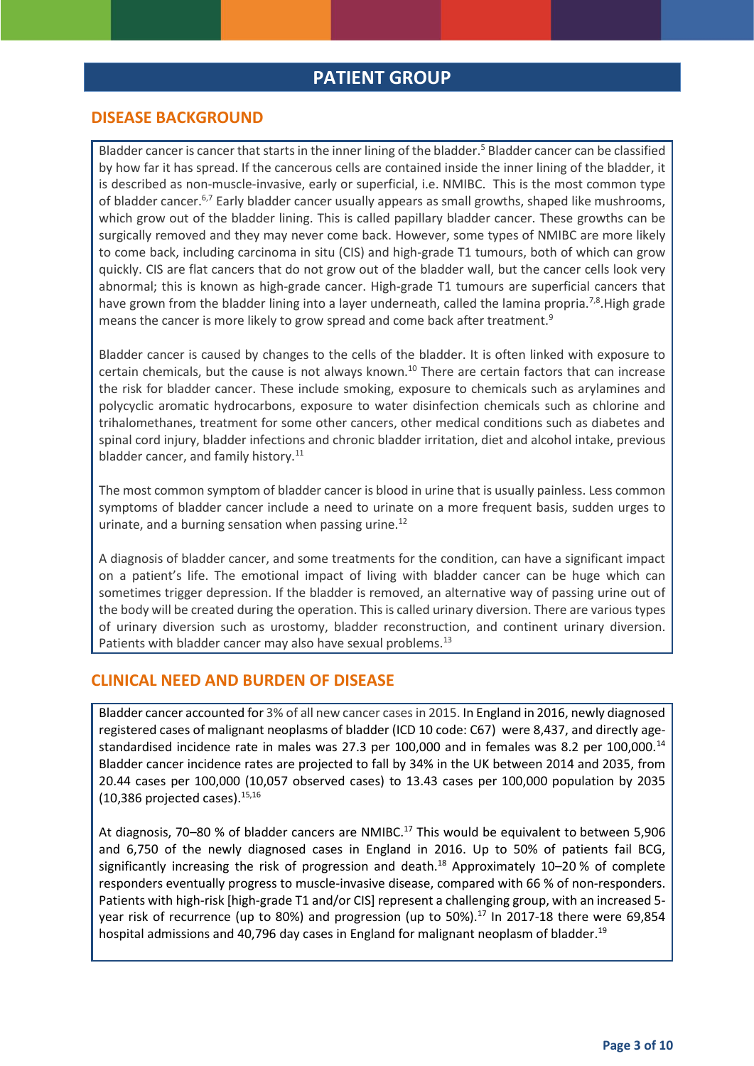# PATIENT GROUP

## DISEASE BACKGROUND

Bladder cancer is cancer that starts in the inner lining of the bladder.[5] Bladder cancer can be classified by how far it has spread. If the cancerous cells are contained inside the inner lining of the bladder, it is described as non-muscle-invasive, early or superficial, i.e. NMIBC. This is the most common type of bladder cancer.[6,7] Early bladder cancer usually appears as small growths, shaped like mushrooms, which grow out of the bladder lining. This is called papillary bladder cancer. These growths can be surgically removed and they may never come back. However, some types of NMIBC are more likely to come back, including carcinoma in situ (CIS) and high-grade T1 tumours, both of which can grow quickly. CIS are flat cancers that do not grow out of the bladder wall, but the cancer cells look very abnormal; this is known as high-grade cancer. High-grade T1 tumours are superficial cancers that have grown from the bladder lining into a layer underneath, called the lamina propria.[7,8].High grade means the cancer is more likely to grow spread and come back after treatment.[9]

Bladder cancer is caused by changes to the cells of the bladder. It is often linked with exposure to certain chemicals, but the cause is not always known.[10] There are certain factors that can increase the risk for bladder cancer. These include smoking, exposure to chemicals such as arylamines and polycyclic aromatic hydrocarbons, exposure to water disinfection chemicals such as chlorine and trihalomethanes, treatment for some other cancers, other medical conditions such as diabetes and spinal cord injury, bladder infections and chronic bladder irritation, diet and alcohol intake, previous bladder cancer, and family history.[11]

The most common symptom of bladder cancer is blood in urine that is usually painless. Less common symptoms of bladder cancer include a need to urinate on a more frequent basis, sudden urges to urinate, and a burning sensation when passing urine.[12]

A diagnosis of bladder cancer, and some treatments for the condition, can have a significant impact on a patient's life. The emotional impact of living with bladder cancer can be huge which can sometimes trigger depression. If the bladder is removed, an alternative way of passing urine out of the body will be created during the operation. This is called urinary diversion. There are various types of urinary diversion such as urostomy, bladder reconstruction, and continent urinary diversion. Patients with bladder cancer may also have sexual problems.[13]

## CLINICAL NEED AND BURDEN OF DISEASE

Bladder cancer accounted for 3% of all new cancer cases in 2015. In England in 2016, newly diagnosed registered cases of malignant neoplasms of bladder (ICD 10 code: C67) were 8,437, and directly age-standardised incidence rate in males was 27.3 per 100,000 and in females was 8.2 per 100,000.[14] Bladder cancer incidence rates are projected to fall by 34% in the UK between 2014 and 2035, from 20.44 cases per 100,000 (10,057 observed cases) to 13.43 cases per 100,000 population by 2035 (10,386 projected cases).[15,16]

At diagnosis, 70–80 % of bladder cancers are NMIBC.[17] This would be equivalent to between 5,906 and 6,750 of the newly diagnosed cases in England in 2016. Up to 50% of patients fail BCG, significantly increasing the risk of progression and death.[18] Approximately 10–20 % of complete responders eventually progress to muscle-invasive disease, compared with 66 % of non-responders. Patients with high-risk [high-grade T1 and/or CIS] represent a challenging group, with an increased 5-year risk of recurrence (up to 80%) and progression (up to 50%).[17] In 2017-18 there were 69,854 hospital admissions and 40,796 day cases in England for malignant neoplasm of bladder.[19]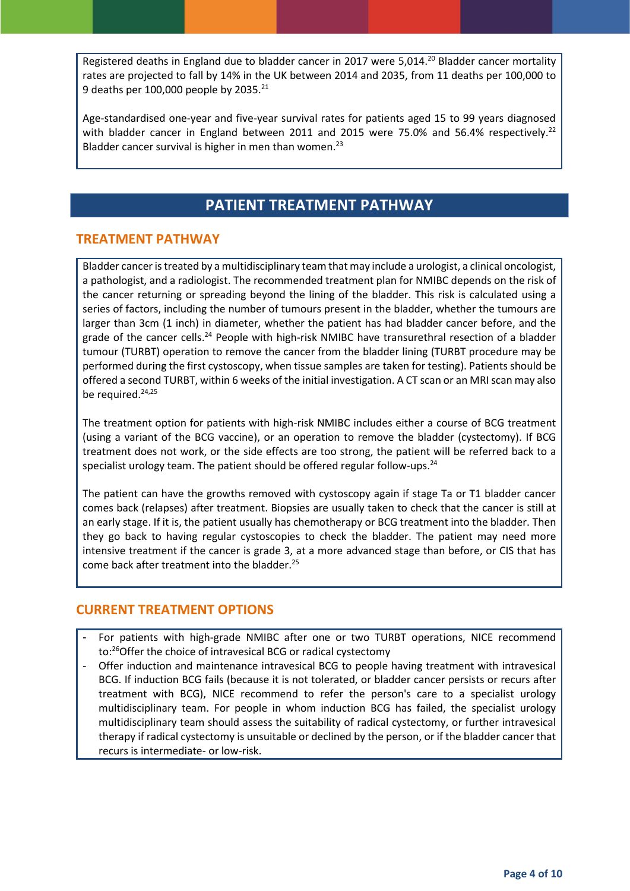Registered deaths in England due to bladder cancer in 2017 were 5,014.[20] Bladder cancer mortality rates are projected to fall by 14% in the UK between 2014 and 2035, from 11 deaths per 100,000 to 9 deaths per 100,000 people by 2035.[21]

Age-standardised one-year and five-year survival rates for patients aged 15 to 99 years diagnosed with bladder cancer in England between 2011 and 2015 were 75.0% and 56.4% respectively.[22] Bladder cancer survival is higher in men than women.[23]

# PATIENT TREATMENT PATHWAY

## TREATMENT PATHWAY

Bladder cancer is treated by a multidisciplinary team that may include a urologist, a clinical oncologist, a pathologist, and a radiologist. The recommended treatment plan for NMIBC depends on the risk of the cancer returning or spreading beyond the lining of the bladder. This risk is calculated using a series of factors, including the number of tumours present in the bladder, whether the tumours are larger than 3cm (1 inch) in diameter, whether the patient has had bladder cancer before, and the grade of the cancer cells.[24] People with high-risk NMIBC have transurethral resection of a bladder tumour (TURBT) operation to remove the cancer from the bladder lining (TURBT procedure may be performed during the first cystoscopy, when tissue samples are taken for testing). Patients should be offered a second TURBT, within 6 weeks of the initial investigation. A CT scan or an MRI scan may also be required.[24,25]

The treatment option for patients with high-risk NMIBC includes either a course of BCG treatment (using a variant of the BCG vaccine), or an operation to remove the bladder (cystectomy). If BCG treatment does not work, or the side effects are too strong, the patient will be referred back to a specialist urology team. The patient should be offered regular follow-ups.[24]

The patient can have the growths removed with cystoscopy again if stage Ta or T1 bladder cancer comes back (relapses) after treatment. Biopsies are usually taken to check that the cancer is still at an early stage. If it is, the patient usually has chemotherapy or BCG treatment into the bladder. Then they go back to having regular cystoscopies to check the bladder. The patient may need more intensive treatment if the cancer is grade 3, at a more advanced stage than before, or CIS that has come back after treatment into the bladder.[25]

## CURRENT TREATMENT OPTIONS

- For patients with high-grade NMIBC after one or two TURBT operations, NICE recommend to:[26]Offer the choice of intravesical BCG or radical cystectomy
- Offer induction and maintenance intravesical BCG to people having treatment with intravesical BCG. If induction BCG fails (because it is not tolerated, or bladder cancer persists or recurs after treatment with BCG), NICE recommend to refer the person's care to a specialist urology multidisciplinary team. For people in whom induction BCG has failed, the specialist urology multidisciplinary team should assess the suitability of radical cystectomy, or further intravesical therapy if radical cystectomy is unsuitable or declined by the person, or if the bladder cancer that recurs is intermediate- or low-risk.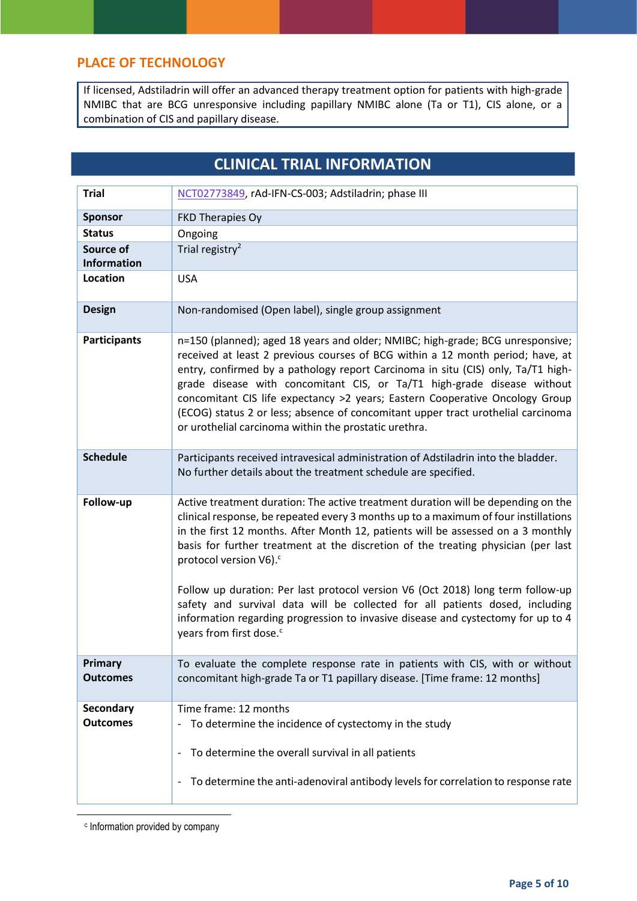## PLACE OF TECHNOLOGY

If licensed, Adstiladrin will offer an advanced therapy treatment option for patients with high-grade NMIBC that are BCG unresponsive including papillary NMIBC alone (Ta or T1), CIS alone, or a combination of CIS and papillary disease.

## CLINICAL TRIAL INFORMATION

| | |
|---|---|
| **Trial** | NCT02773849, rAd-IFN-CS-003; Adstiladrin; phase III |
| **Sponsor** | FKD Therapies Oy |
| **Status** | Ongoing |
| **Source of Information** | Trial registry[2] |
| **Location** | USA |
| **Design** | Non-randomised (Open label), single group assignment |
| **Participants** | n=150 (planned); aged 18 years and older; NMIBC; high-grade; BCG unresponsive; received at least 2 previous courses of BCG within a 12 month period; have, at entry, confirmed by a pathology report Carcinoma in situ (CIS) only, Ta/T1 high-grade disease with concomitant CIS, or Ta/T1 high-grade disease without concomitant CIS life expectancy >2 years; Eastern Cooperative Oncology Group (ECOG) status 2 or less; absence of concomitant upper tract urothelial carcinoma or urothelial carcinoma within the prostatic urethra. |
| **Schedule** | Participants received intravesical administration of Adstiladrin into the bladder. No further details about the treatment schedule are specified. |
| **Follow-up** | Active treatment duration: The active treatment duration will be depending on the clinical response, be repeated every 3 months up to a maximum of four instillations in the first 12 months. After Month 12, patients will be assessed on a 3 monthly basis for further treatment at the discretion of the treating physician (per last protocol version V6).[c]<br><br>Follow up duration: Per last protocol version V6 (Oct 2018) long term follow-up safety and survival data will be collected for all patients dosed, including information regarding progression to invasive disease and cystectomy for up to 4 years from first dose.[c] |
| **Primary Outcomes** | To evaluate the complete response rate in patients with CIS, with or without concomitant high-grade Ta or T1 papillary disease. [Time frame: 12 months] |
| **Secondary Outcomes** | Time frame: 12 months<br>- To determine the incidence of cystectomy in the study<br>- To determine the overall survival in all patients<br>- To determine the anti-adenoviral antibody levels for correlation to response rate |

[c] Information provided by company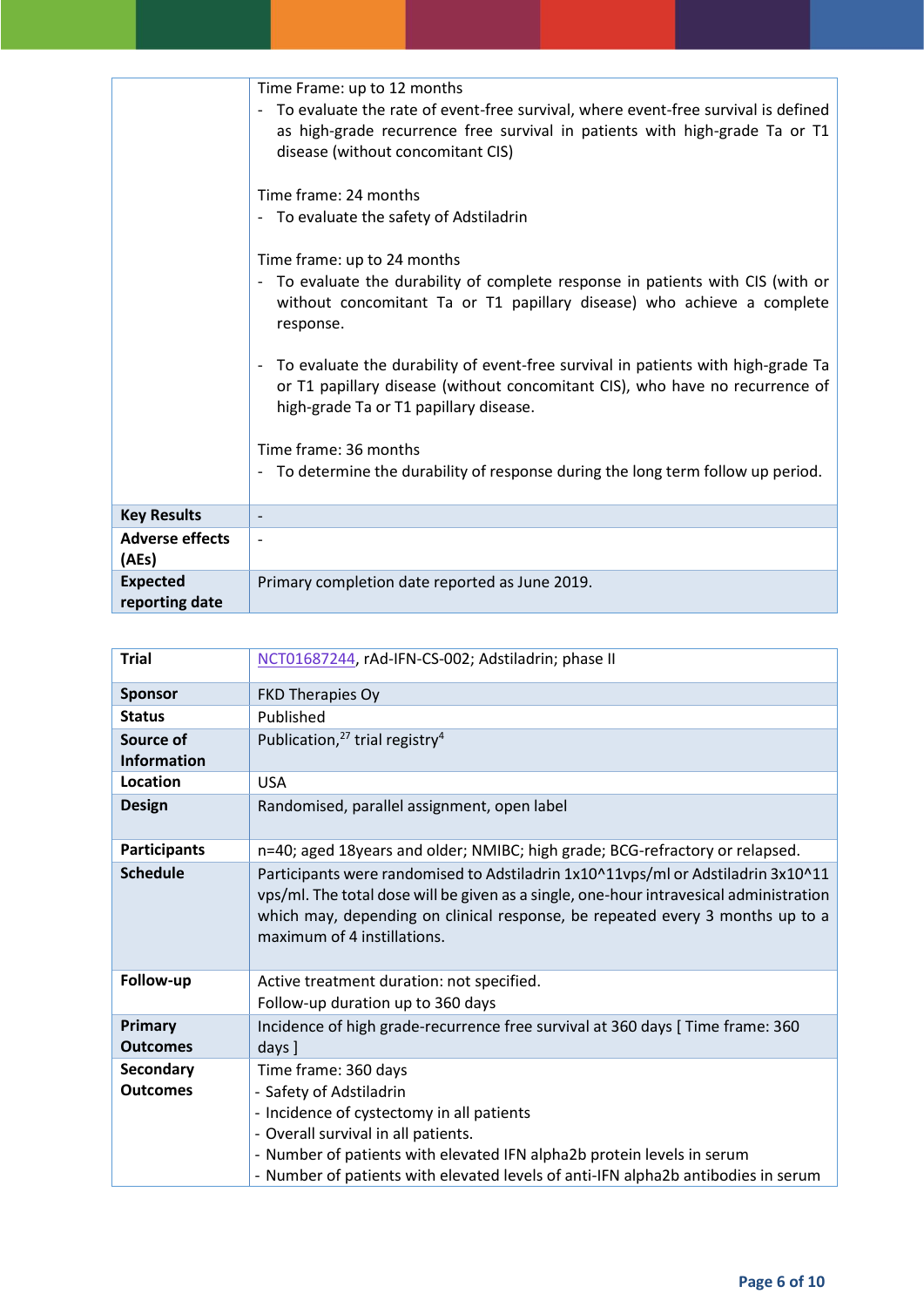|  |  |
|---|---|
|  | Time Frame: up to 12 months<br>- To evaluate the rate of event-free survival, where event-free survival is defined as high-grade recurrence free survival in patients with high-grade Ta or T1 disease (without concomitant CIS)<br><br>Time frame: 24 months<br>- To evaluate the safety of Adstiladrin<br><br>Time frame: up to 24 months<br>- To evaluate the durability of complete response in patients with CIS (with or without concomitant Ta or T1 papillary disease) who achieve a complete response.<br><br>- To evaluate the durability of event-free survival in patients with high-grade Ta or T1 papillary disease (without concomitant CIS), who have no recurrence of high-grade Ta or T1 papillary disease.<br><br>Time frame: 36 months<br>- To determine the durability of response during the long term follow up period. |
| **Key Results** | - |
| **Adverse effects (AEs)** | - |
| **Expected reporting date** | Primary completion date reported as June 2019. |

| **Trial** | NCT01687244, rAd-IFN-CS-002; Adstiladrin; phase II |
|---|---|
| **Sponsor** | FKD Therapies Oy |
| **Status** | Published |
| **Source of Information** | Publication,[27] trial registry[4] |
| **Location** | USA |
| **Design** | Randomised, parallel assignment, open label |
| **Participants** | n=40; aged 18years and older; NMIBC; high grade; BCG-refractory or relapsed. |
| **Schedule** | Participants were randomised to Adstiladrin 1x10^11vps/ml or Adstiladrin 3x10^11 vps/ml. The total dose will be given as a single, one-hour intravesical administration which may, depending on clinical response, be repeated every 3 months up to a maximum of 4 instillations. |
| **Follow-up** | Active treatment duration: not specified.<br>Follow-up duration up to 360 days |
| **Primary Outcomes** | Incidence of high grade-recurrence free survival at 360 days [ Time frame: 360 days ] |
| **Secondary Outcomes** | Time frame: 360 days<br>- Safety of Adstiladrin<br>- Incidence of cystectomy in all patients<br>- Overall survival in all patients.<br>- Number of patients with elevated IFN alpha2b protein levels in serum<br>- Number of patients with elevated levels of anti-IFN alpha2b antibodies in serum |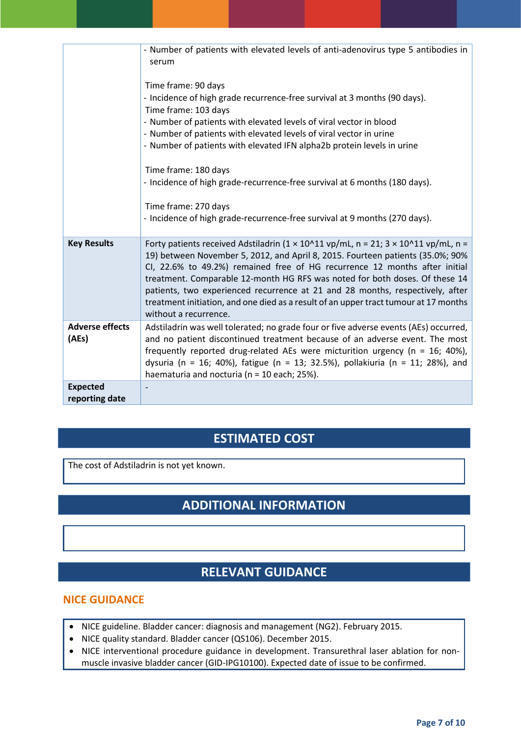| | |
|---|---|
| | - Number of patients with elevated levels of anti-adenovirus type 5 antibodies in serum<br><br>Time frame: 90 days<br>- Incidence of high grade recurrence-free survival at 3 months (90 days).<br>Time frame: 103 days<br>- Number of patients with elevated levels of viral vector in blood<br>- Number of patients with elevated levels of viral vector in urine<br>- Number of patients with elevated IFN alpha2b protein levels in urine<br><br>Time frame: 180 days<br>- Incidence of high grade-recurrence-free survival at 6 months (180 days).<br><br>Time frame: 270 days<br>- Incidence of high grade-recurrence-free survival at 9 months (270 days). |
| **Key Results** | Forty patients received Adstiladrin (1 × 10^11 vp/mL, n = 21; 3 × 10^11 vp/mL, n = 19) between November 5, 2012, and April 8, 2015. Fourteen patients (35.0%; 90% CI, 22.6% to 49.2%) remained free of HG recurrence 12 months after initial treatment. Comparable 12-month HG RFS was noted for both doses. Of these 14 patients, two experienced recurrence at 21 and 28 months, respectively, after treatment initiation, and one died as a result of an upper tract tumour at 17 months without a recurrence. |
| **Adverse effects (AEs)** | Adstiladrin was well tolerated; no grade four or five adverse events (AEs) occurred, and no patient discontinued treatment because of an adverse event. The most frequently reported drug-related AEs were micturition urgency (n = 16; 40%), dysuria (n = 16; 40%), fatigue (n = 13; 32.5%), pollakiuria (n = 11; 28%), and haematuria and nocturia (n = 10 each; 25%). |
| **Expected reporting date** | - |

## ESTIMATED COST

The cost of Adstiladrin is not yet known.

## ADDITIONAL INFORMATION

## RELEVANT GUIDANCE

### NICE GUIDANCE

- NICE guideline. Bladder cancer: diagnosis and management (NG2). February 2015.
- NICE quality standard. Bladder cancer (QS106). December 2015.
- NICE interventional procedure guidance in development. Transurethral laser ablation for non-muscle invasive bladder cancer (GID-IPG10100). Expected date of issue to be confirmed.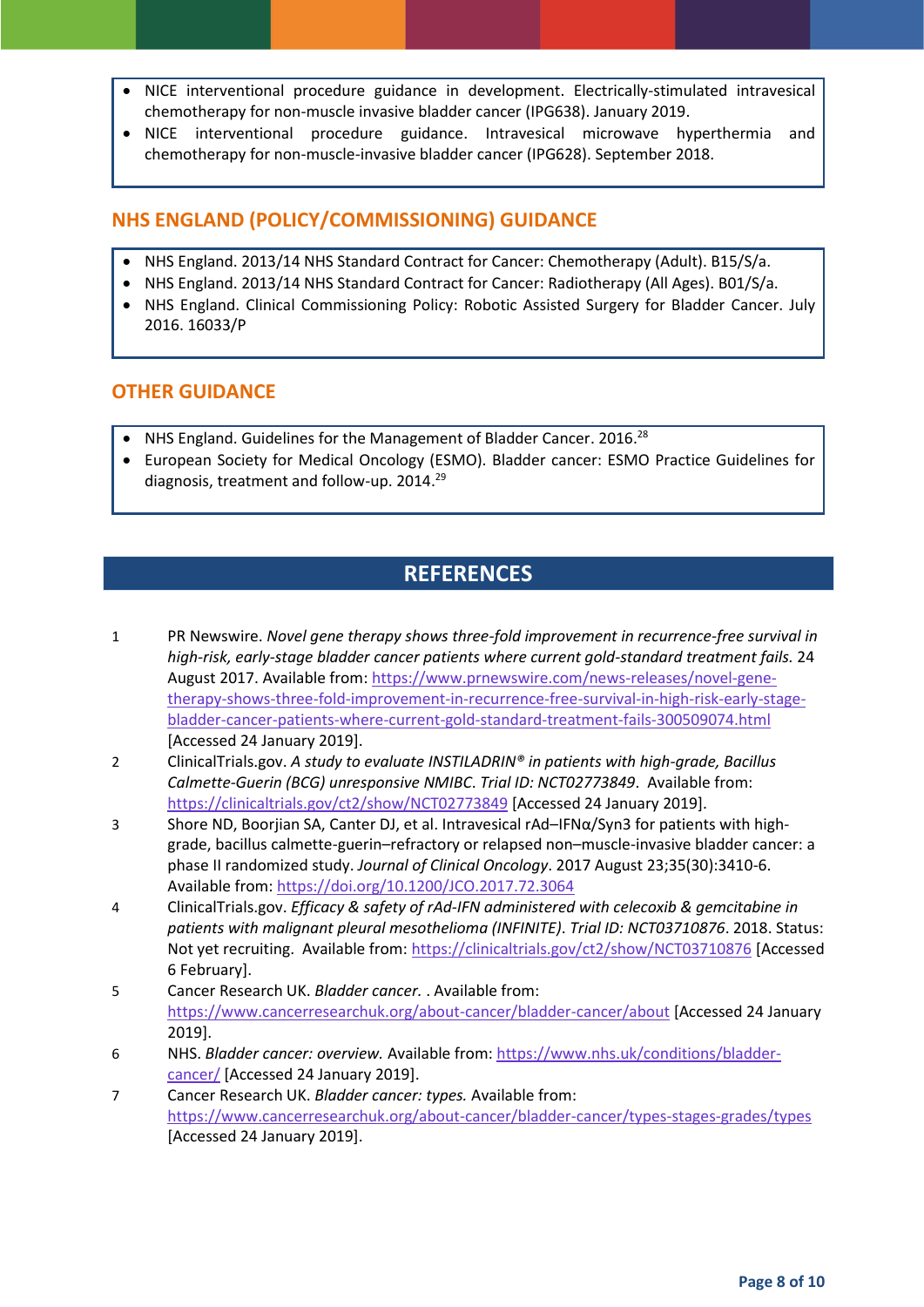- NICE interventional procedure guidance in development. Electrically-stimulated intravesical chemotherapy for non-muscle invasive bladder cancer (IPG638). January 2019.
- NICE interventional procedure guidance. Intravesical microwave hyperthermia and chemotherapy for non-muscle-invasive bladder cancer (IPG628). September 2018.

## NHS ENGLAND (POLICY/COMMISSIONING) GUIDANCE

- NHS England. 2013/14 NHS Standard Contract for Cancer: Chemotherapy (Adult). B15/S/a.
- NHS England. 2013/14 NHS Standard Contract for Cancer: Radiotherapy (All Ages). B01/S/a.
- NHS England. Clinical Commissioning Policy: Robotic Assisted Surgery for Bladder Cancer. July 2016. 16033/P

## OTHER GUIDANCE

- NHS England. Guidelines for the Management of Bladder Cancer. 2016.[28]
- European Society for Medical Oncology (ESMO). Bladder cancer: ESMO Practice Guidelines for diagnosis, treatment and follow-up. 2014.[29]

# REFERENCES

1. PR Newswire. *Novel gene therapy shows three-fold improvement in recurrence-free survival in high-risk, early-stage bladder cancer patients where current gold-standard treatment fails.* 24 August 2017. Available from: https://www.prnewswire.com/news-releases/novel-gene-therapy-shows-three-fold-improvement-in-recurrence-free-survival-in-high-risk-early-stage-bladder-cancer-patients-where-current-gold-standard-treatment-fails-300509074.html [Accessed 24 January 2019].
2. ClinicalTrials.gov. *A study to evaluate INSTILADRIN® in patients with high-grade, Bacillus Calmette-Guerin (BCG) unresponsive NMIBC. Trial ID: NCT02773849*. Available from: https://clinicaltrials.gov/ct2/show/NCT02773849 [Accessed 24 January 2019].
3. Shore ND, Boorjian SA, Canter DJ, et al. Intravesical rAd–IFNα/Syn3 for patients with high-grade, bacillus calmette-guerin–refractory or relapsed non–muscle-invasive bladder cancer: a phase II randomized study. *Journal of Clinical Oncology*. 2017 August 23;35(30):3410-6. Available from: https://doi.org/10.1200/JCO.2017.72.3064
4. ClinicalTrials.gov. *Efficacy & safety of rAd-IFN administered with celecoxib & gemcitabine in patients with malignant pleural mesothelioma (INFINITE). Trial ID: NCT03710876*. 2018. Status: Not yet recruiting. Available from: https://clinicaltrials.gov/ct2/show/NCT03710876 [Accessed 6 February].
5. Cancer Research UK. *Bladder cancer.* . Available from: https://www.cancerresearchuk.org/about-cancer/bladder-cancer/about [Accessed 24 January 2019].
6. NHS. *Bladder cancer: overview.* Available from: https://www.nhs.uk/conditions/bladder-cancer/ [Accessed 24 January 2019].
7. Cancer Research UK. *Bladder cancer: types.* Available from: https://www.cancerresearchuk.org/about-cancer/bladder-cancer/types-stages-grades/types [Accessed 24 January 2019].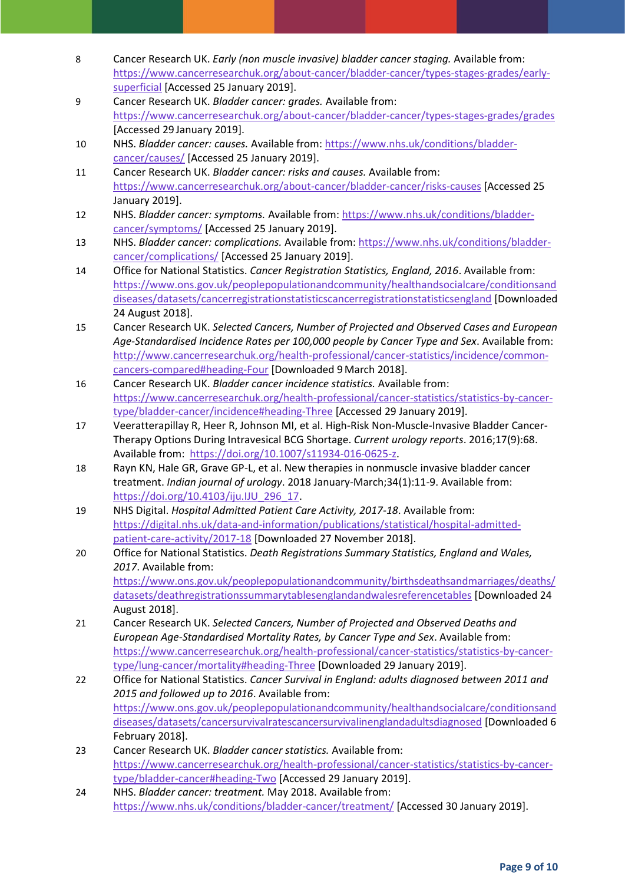8. Cancer Research UK. *Early (non muscle invasive) bladder cancer staging.* Available from: https://www.cancerresearchuk.org/about-cancer/bladder-cancer/types-stages-grades/early-superficial [Accessed 25 January 2019].
9. Cancer Research UK. *Bladder cancer: grades.* Available from: https://www.cancerresearchuk.org/about-cancer/bladder-cancer/types-stages-grades/grades [Accessed 29 January 2019].
10. NHS. *Bladder cancer: causes.* Available from: https://www.nhs.uk/conditions/bladder-cancer/causes/ [Accessed 25 January 2019].
11. Cancer Research UK. *Bladder cancer: risks and causes.* Available from: https://www.cancerresearchuk.org/about-cancer/bladder-cancer/risks-causes [Accessed 25 January 2019].
12. NHS. *Bladder cancer: symptoms.* Available from: https://www.nhs.uk/conditions/bladder-cancer/symptoms/ [Accessed 25 January 2019].
13. NHS. *Bladder cancer: complications.* Available from: https://www.nhs.uk/conditions/bladder-cancer/complications/ [Accessed 25 January 2019].
14. Office for National Statistics. *Cancer Registration Statistics, England, 2016*. Available from: https://www.ons.gov.uk/peoplepopulationandcommunity/healthandsocialcare/conditionsanddiseases/datasets/cancerregistrationstatisticscancerregistrationstatisticsengland [Downloaded 24 August 2018].
15. Cancer Research UK. *Selected Cancers, Number of Projected and Observed Cases and European Age-Standardised Incidence Rates per 100,000 people by Cancer Type and Sex*. Available from: http://www.cancerresearchuk.org/health-professional/cancer-statistics/incidence/common-cancers-compared#heading-Four [Downloaded 9 March 2018].
16. Cancer Research UK. *Bladder cancer incidence statistics.* Available from: https://www.cancerresearchuk.org/health-professional/cancer-statistics/statistics-by-cancer-type/bladder-cancer/incidence#heading-Three [Accessed 29 January 2019].
17. Veeratterapillay R, Heer R, Johnson MI, et al. High-Risk Non-Muscle-Invasive Bladder Cancer-Therapy Options During Intravesical BCG Shortage. *Current urology reports*. 2016;17(9):68. Available from: https://doi.org/10.1007/s11934-016-0625-z.
18. Rayn KN, Hale GR, Grave GP-L, et al. New therapies in nonmuscle invasive bladder cancer treatment. *Indian journal of urology*. 2018 January-March;34(1):11-9. Available from: https://doi.org/10.4103/iju.IJU_296_17.
19. NHS Digital. *Hospital Admitted Patient Care Activity, 2017-18*. Available from: https://digital.nhs.uk/data-and-information/publications/statistical/hospital-admitted-patient-care-activity/2017-18 [Downloaded 27 November 2018].
20. Office for National Statistics. *Death Registrations Summary Statistics, England and Wales, 2017*. Available from: https://www.ons.gov.uk/peoplepopulationandcommunity/birthsdeathsandmarriages/deaths/datasets/deathregistrationssummarytablesenglandandwalesreferencetables [Downloaded 24 August 2018].
21. Cancer Research UK. *Selected Cancers, Number of Projected and Observed Deaths and European Age-Standardised Mortality Rates, by Cancer Type and Sex*. Available from: https://www.cancerresearchuk.org/health-professional/cancer-statistics/statistics-by-cancer-type/lung-cancer/mortality#heading-Three [Downloaded 29 January 2019].
22. Office for National Statistics. *Cancer Survival in England: adults diagnosed between 2011 and 2015 and followed up to 2016*. Available from: https://www.ons.gov.uk/peoplepopulationandcommunity/healthandsocialcare/conditionsanddiseases/datasets/cancersurvivalratescancersurvivalinenglandadultsdiagnosed [Downloaded 6 February 2018].
23. Cancer Research UK. *Bladder cancer statistics.* Available from: https://www.cancerresearchuk.org/health-professional/cancer-statistics/statistics-by-cancer-type/bladder-cancer#heading-Two [Accessed 29 January 2019].
24. NHS. *Bladder cancer: treatment.* May 2018. Available from: https://www.nhs.uk/conditions/bladder-cancer/treatment/ [Accessed 30 January 2019].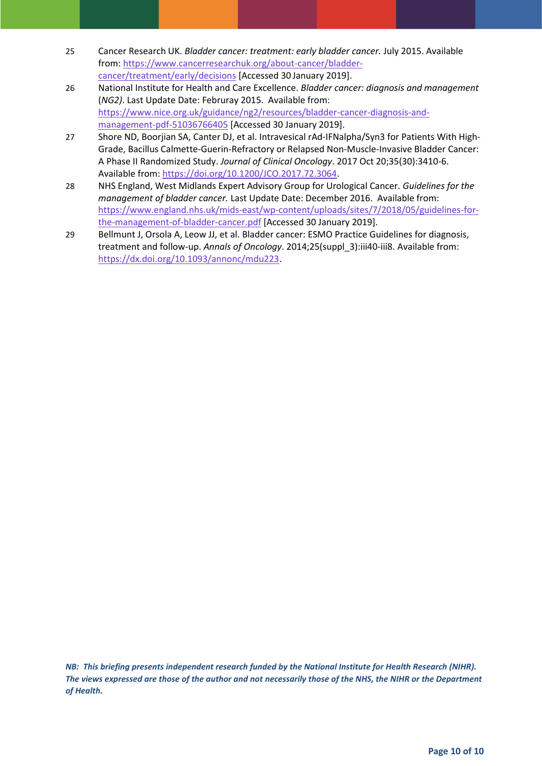25 Cancer Research UK. *Bladder cancer: treatment: early bladder cancer.* July 2015. Available from: https://www.cancerresearchuk.org/about-cancer/bladder-cancer/treatment/early/decisions [Accessed 30 January 2019].

26 National Institute for Health and Care Excellence. *Bladder cancer: diagnosis and management* (*NG2)*. Last Update Date: Februray 2015. Available from: https://www.nice.org.uk/guidance/ng2/resources/bladder-cancer-diagnosis-and-management-pdf-51036766405 [Accessed 30 January 2019].

27 Shore ND, Boorjian SA, Canter DJ, et al. Intravesical rAd-IFNalpha/Syn3 for Patients With High-Grade, Bacillus Calmette-Guerin-Refractory or Relapsed Non-Muscle-Invasive Bladder Cancer: A Phase II Randomized Study. *Journal of Clinical Oncology*. 2017 Oct 20;35(30):3410-6. Available from: https://doi.org/10.1200/JCO.2017.72.3064.

28 NHS England, West Midlands Expert Advisory Group for Urological Cancer. *Guidelines for the management of bladder cancer.* Last Update Date: December 2016. Available from: https://www.england.nhs.uk/mids-east/wp-content/uploads/sites/7/2018/05/guidelines-for-the-management-of-bladder-cancer.pdf [Accessed 30 January 2019].

29 Bellmunt J, Orsola A, Leow JJ, et al. Bladder cancer: ESMO Practice Guidelines for diagnosis, treatment and follow-up. *Annals of Oncology*. 2014;25(suppl_3):iii40-iii8. Available from: https://dx.doi.org/10.1093/annonc/mdu223.

***NB: This briefing presents independent research funded by the National Institute for Health Research (NIHR). The views expressed are those of the author and not necessarily those of the NHS, the NIHR or the Department of Health.***